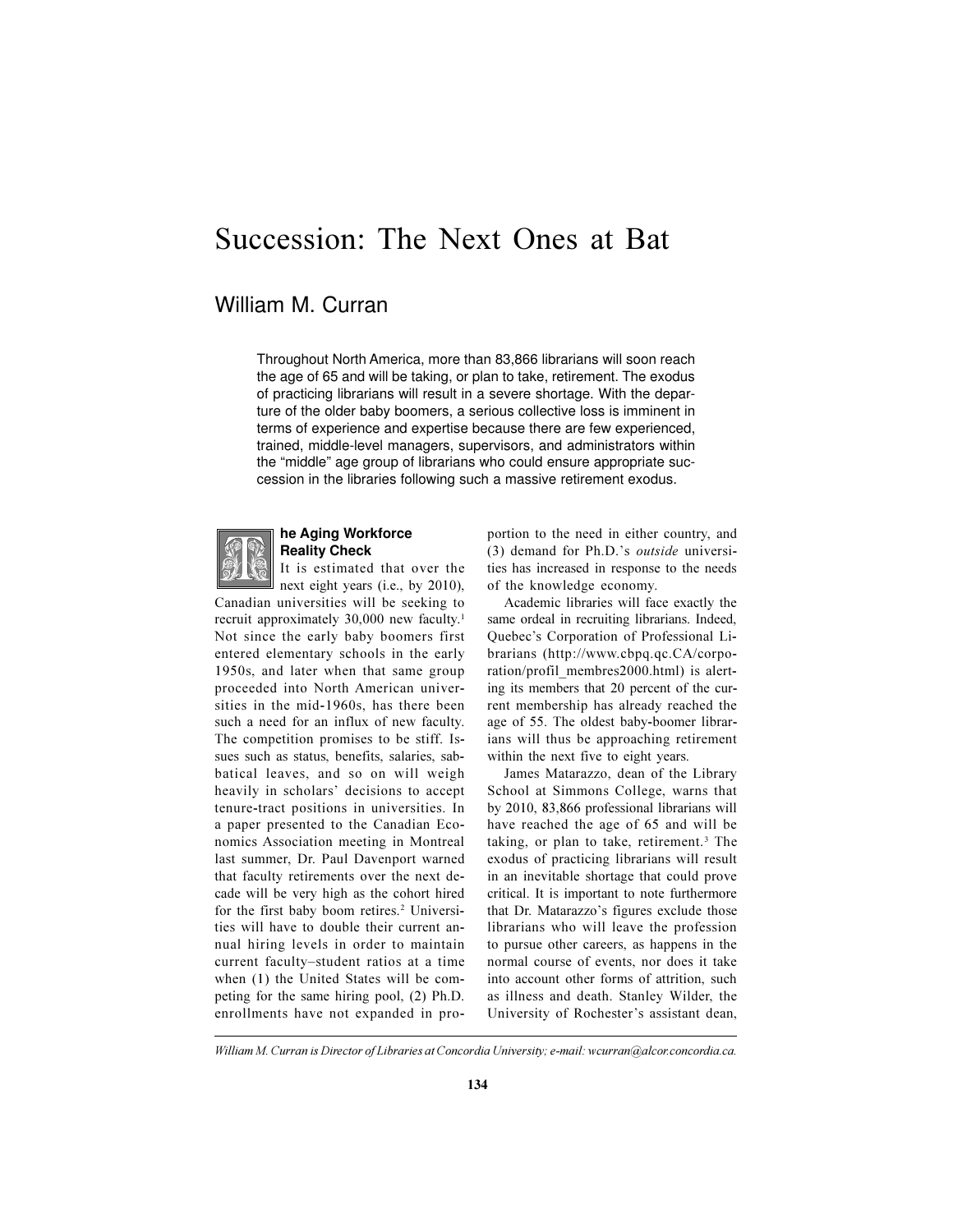# Succession: The Next Ones at Bat

## William M. Curran

Throughout North America, more than 83,866 librarians will soon reach the age of 65 and will be taking, or plan to take, retirement. The exodus of practicing librarians will result in a severe shortage. With the departure of the older baby boomers, a serious collective loss is imminent in terms of experience and expertise because there are few experienced, trained, middle-level managers, supervisors, and administrators within the "middle" age group of librarians who could ensure appropriate succession in the libraries following such a massive retirement exodus.

### The Aging Workforce Reality Check

It is estimated that over the next eight years (i.e., by 2010), Canadian universities will be seeking to recruit approximately 30,000 new faculty.[1] Not since the early baby boomers first entered elementary schools in the early 1950s, and later when that same group proceeded into North American universities in the mid-1960s, has there been such a need for an influx of new faculty. The competition promises to be stiff. Issues such as status, benefits, salaries, sabbatical leaves, and so on will weigh heavily in scholars' decisions to accept tenure-tract positions in universities. In a paper presented to the Canadian Economics Association meeting in Montreal last summer, Dr. Paul Davenport warned that faculty retirements over the next decade will be very high as the cohort hired for the first baby boom retires.[2] Universities will have to double their current annual hiring levels in order to maintain current faculty–student ratios at a time when (1) the United States will be competing for the same hiring pool, (2) Ph.D. enrollments have not expanded in proportion to the need in either country, and (3) demand for Ph.D.'s *outside* universities has increased in response to the needs of the knowledge economy.

Academic libraries will face exactly the same ordeal in recruiting librarians. Indeed, Quebec's Corporation of Professional Librarians (http://www.cbpq.qc.CA/corporation/profil_membres2000.html) is alerting its members that 20 percent of the current membership has already reached the age of 55. The oldest baby-boomer librarians will thus be approaching retirement within the next five to eight years.

James Matarazzo, dean of the Library School at Simmons College, warns that by 2010, 83,866 professional librarians will have reached the age of 65 and will be taking, or plan to take, retirement.[3] The exodus of practicing librarians will result in an inevitable shortage that could prove critical. It is important to note furthermore that Dr. Matarazzo's figures exclude those librarians who will leave the profession to pursue other careers, as happens in the normal course of events, nor does it take into account other forms of attrition, such as illness and death. Stanley Wilder, the University of Rochester's assistant dean,

*William M. Curran is Director of Libraries at Concordia University; e-mail: wcurran@alcor.concordia.ca.*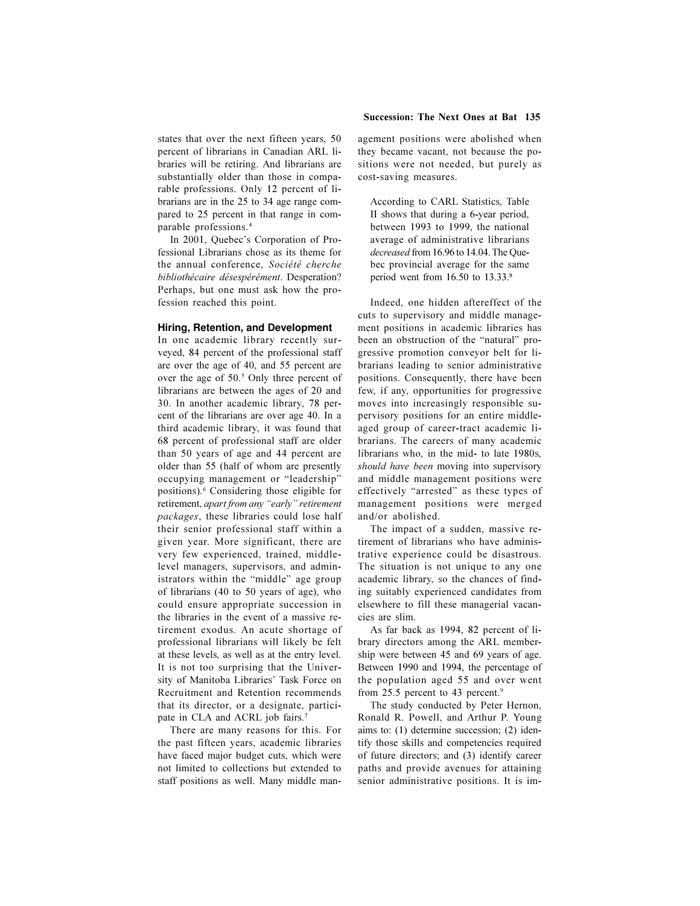states that over the next fifteen years, 50 percent of librarians in Canadian ARL libraries will be retiring. And librarians are substantially older than those in comparable professions. Only 12 percent of librarians are in the 25 to 34 age range compared to 25 percent in that range in comparable professions.[4]

In 2001, Quebec's Corporation of Professional Librarians chose as its theme for the annual conference, *Société cherche bibliothécaire désespérément*. Desperation? Perhaps, but one must ask how the profession reached this point.

### Hiring, Retention, and Development

In one academic library recently surveyed, 84 percent of the professional staff are over the age of 40, and 55 percent are over the age of 50.[5] Only three percent of librarians are between the ages of 20 and 30. In another academic library, 78 percent of the librarians are over age 40. In a third academic library, it was found that 68 percent of professional staff are older than 50 years of age and 44 percent are older than 55 (half of whom are presently occupying management or "leadership" positions).[6] Considering those eligible for retirement, *apart from any "early" retirement packages*, these libraries could lose half their senior professional staff within a given year. More significant, there are very few experienced, trained, middle-level managers, supervisors, and administrators within the "middle" age group of librarians (40 to 50 years of age), who could ensure appropriate succession in the libraries in the event of a massive retirement exodus. An acute shortage of professional librarians will likely be felt at these levels, as well as at the entry level. It is not too surprising that the University of Manitoba Libraries' Task Force on Recruitment and Retention recommends that its director, or a designate, participate in CLA and ACRL job fairs.[7]

There are many reasons for this. For the past fifteen years, academic libraries have faced major budget cuts, which were not limited to collections but extended to staff positions as well. Many middle management positions were abolished when they became vacant, not because the positions were not needed, but purely as cost-saving measures.

> According to CARL Statistics, Table II shows that during a 6-year period, between 1993 to 1999, the national average of administrative librarians *decreased* from 16.96 to 14.04. The Quebec provincial average for the same period went from 16.50 to 13.33.[8]

Indeed, one hidden aftereffect of the cuts to supervisory and middle management positions in academic libraries has been an obstruction of the "natural" progressive promotion conveyor belt for librarians leading to senior administrative positions. Consequently, there have been few, if any, opportunities for progressive moves into increasingly responsible supervisory positions for an entire middle-aged group of career-tract academic librarians. The careers of many academic librarians who, in the mid- to late 1980s, *should have been* moving into supervisory and middle management positions were effectively "arrested" as these types of management positions were merged and/or abolished.

The impact of a sudden, massive retirement of librarians who have administrative experience could be disastrous. The situation is not unique to any one academic library, so the chances of finding suitably experienced candidates from elsewhere to fill these managerial vacancies are slim.

As far back as 1994, 82 percent of library directors among the ARL membership were between 45 and 69 years of age. Between 1990 and 1994, the percentage of the population aged 55 and over went from 25.5 percent to 43 percent.[9]

The study conducted by Peter Hernon, Ronald R. Powell, and Arthur P. Young aims to: (1) determine succession; (2) identify those skills and competencies required of future directors; and (3) identify career paths and provide avenues for attaining senior administrative positions. It is im-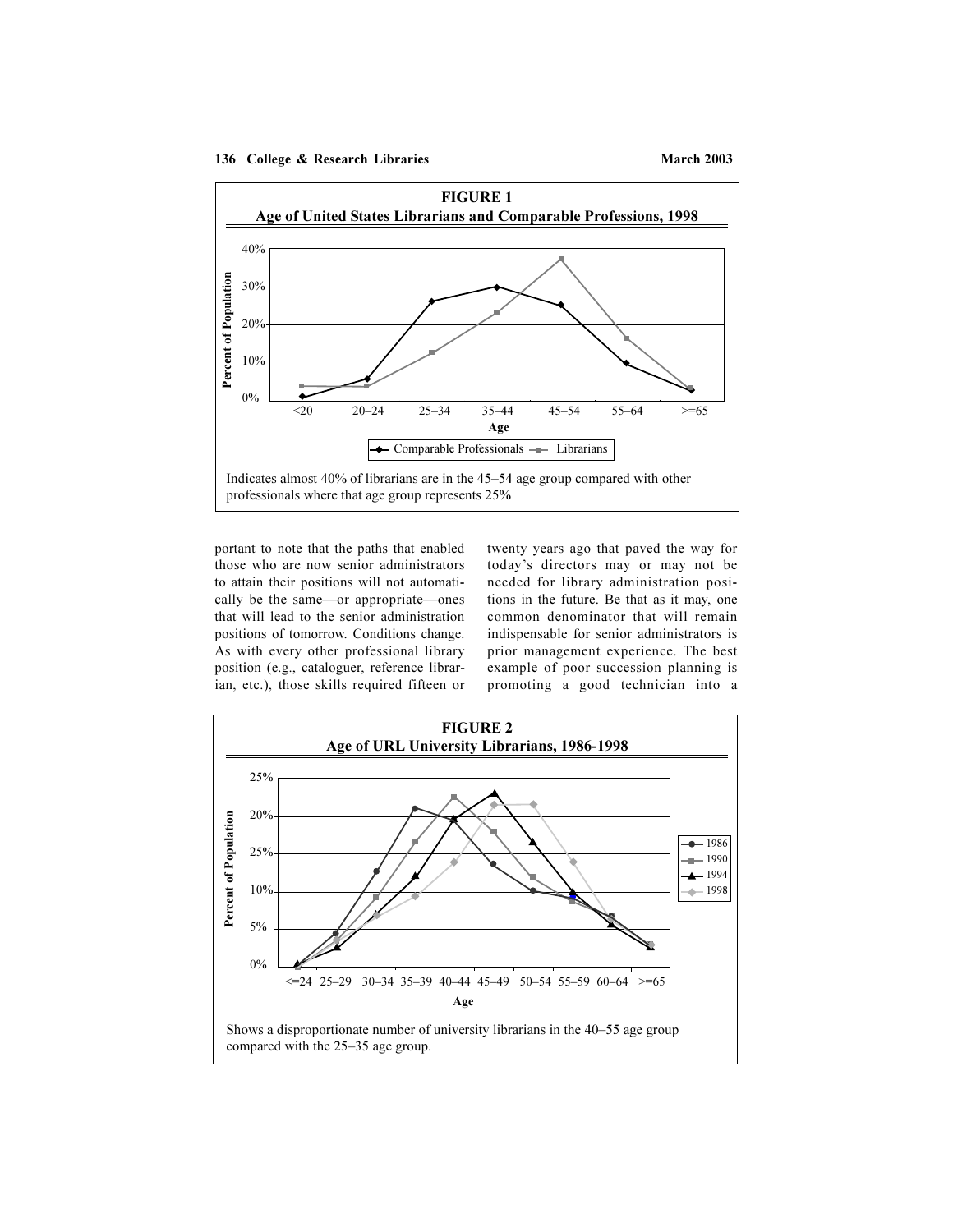**FIGURE 1**
**Age of United States Librarians and Comparable Professions, 1998**

Indicates almost 40% of librarians are in the 45–54 age group compared with other professionals where that age group represents 25%

portant to note that the paths that enabled those who are now senior administrators to attain their positions will not automatically be the same—or appropriate—ones that will lead to the senior administration positions of tomorrow. Conditions change. As with every other professional library position (e.g., cataloguer, reference librarian, etc.), those skills required fifteen or twenty years ago that paved the way for today's directors may or may not be needed for library administration positions in the future. Be that as it may, one common denominator that will remain indispensable for senior administrators is prior management experience. The best example of poor succession planning is promoting a good technician into a

**FIGURE 2**
**Age of URL University Librarians, 1986-1998**

Shows a disproportionate number of university librarians in the 40–55 age group compared with the 25–35 age group.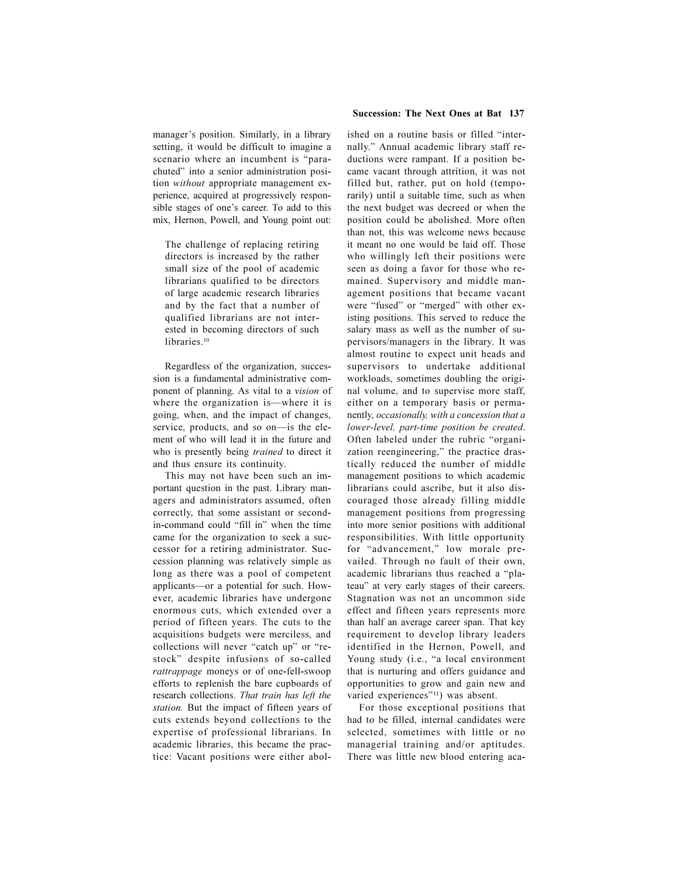manager's position. Similarly, in a library setting, it would be difficult to imagine a scenario where an incumbent is "parachuted" into a senior administration position *without* appropriate management experience, acquired at progressively responsible stages of one's career. To add to this mix, Hernon, Powell, and Young point out:

> The challenge of replacing retiring directors is increased by the rather small size of the pool of academic librarians qualified to be directors of large academic research libraries and by the fact that a number of qualified librarians are not interested in becoming directors of such libraries.[10]

Regardless of the organization, succession is a fundamental administrative component of planning. As vital to a *vision* of where the organization is—where it is going, when, and the impact of changes, service, products, and so on—is the element of who will lead it in the future and who is presently being *trained* to direct it and thus ensure its continuity.

This may not have been such an important question in the past. Library managers and administrators assumed, often correctly, that some assistant or second-in-command could "fill in" when the time came for the organization to seek a successor for a retiring administrator. Succession planning was relatively simple as long as there was a pool of competent applicants—or a potential for such. However, academic libraries have undergone enormous cuts, which extended over a period of fifteen years. The cuts to the acquisitions budgets were merciless, and collections will never "catch up" or "restock" despite infusions of so-called *rattrappage* moneys or of one-fell-swoop efforts to replenish the bare cupboards of research collections. *That train has left the station.* But the impact of fifteen years of cuts extends beyond collections to the expertise of professional librarians. In academic libraries, this became the practice: Vacant positions were either abolished on a routine basis or filled "internally." Annual academic library staff reductions were rampant. If a position became vacant through attrition, it was not filled but, rather, put on hold (temporarily) until a suitable time, such as when the next budget was decreed or when the position could be abolished. More often than not, this was welcome news because it meant no one would be laid off. Those who willingly left their positions were seen as doing a favor for those who remained. Supervisory and middle management positions that became vacant were "fused" or "merged" with other existing positions. This served to reduce the salary mass as well as the number of supervisors/managers in the library. It was almost routine to expect unit heads and supervisors to undertake additional workloads, sometimes doubling the original volume, and to supervise more staff, either on a temporary basis or permanently, *occasionally, with a concession that a lower-level, part-time position be created*. Often labeled under the rubric "organization reengineering," the practice drastically reduced the number of middle management positions to which academic librarians could ascribe, but it also discouraged those already filling middle management positions from progressing into more senior positions with additional responsibilities. With little opportunity for "advancement," low morale prevailed. Through no fault of their own, academic librarians thus reached a "plateau" at very early stages of their careers. Stagnation was not an uncommon side effect and fifteen years represents more than half an average career span. That key requirement to develop library leaders identified in the Hernon, Powell, and Young study (i.e., "a local environment that is nurturing and offers guidance and opportunities to grow and gain new and varied experiences"[11]) was absent.

For those exceptional positions that had to be filled, internal candidates were selected, sometimes with little or no managerial training and/or aptitudes. There was little new blood entering aca-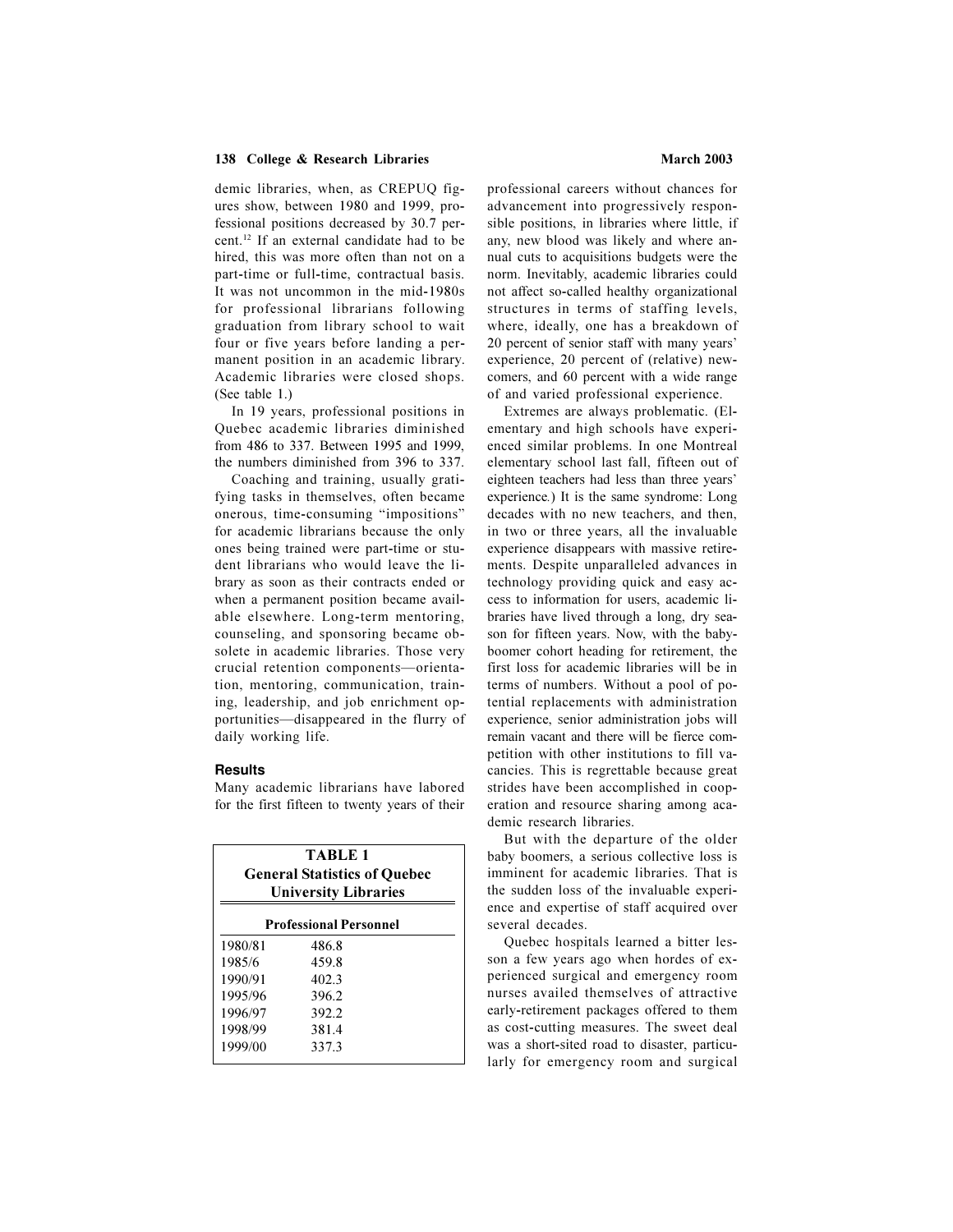demic libraries, when, as CREPUQ figures show, between 1980 and 1999, professional positions decreased by 30.7 percent.[12] If an external candidate had to be hired, this was more often than not on a part-time or full-time, contractual basis. It was not uncommon in the mid-1980s for professional librarians following graduation from library school to wait four or five years before landing a permanent position in an academic library. Academic libraries were closed shops. (See table 1.)

In 19 years, professional positions in Quebec academic libraries diminished from 486 to 337. Between 1995 and 1999, the numbers diminished from 396 to 337.

Coaching and training, usually gratifying tasks in themselves, often became onerous, time-consuming "impositions" for academic librarians because the only ones being trained were part-time or student librarians who would leave the library as soon as their contracts ended or when a permanent position became available elsewhere. Long-term mentoring, counseling, and sponsoring became obsolete in academic libraries. Those very crucial retention components—orientation, mentoring, communication, training, leadership, and job enrichment opportunities—disappeared in the flurry of daily working life.

## Results

Many academic librarians have labored for the first fifteen to twenty years of their

**TABLE 1**
**General Statistics of Quebec University Libraries**

| | Professional Personnel |
|---|---|
| 1980/81 | 486.8 |
| 1985/6 | 459.8 |
| 1990/91 | 402.3 |
| 1995/96 | 396.2 |
| 1996/97 | 392.2 |
| 1998/99 | 381.4 |
| 1999/00 | 337.3 |

professional careers without chances for advancement into progressively responsible positions, in libraries where little, if any, new blood was likely and where annual cuts to acquisitions budgets were the norm. Inevitably, academic libraries could not affect so-called healthy organizational structures in terms of staffing levels, where, ideally, one has a breakdown of 20 percent of senior staff with many years' experience, 20 percent of (relative) newcomers, and 60 percent with a wide range of and varied professional experience.

Extremes are always problematic. (Elementary and high schools have experienced similar problems. In one Montreal elementary school last fall, fifteen out of eighteen teachers had less than three years' experience.) It is the same syndrome: Long decades with no new teachers, and then, in two or three years, all the invaluable experience disappears with massive retirements. Despite unparalleled advances in technology providing quick and easy access to information for users, academic libraries have lived through a long, dry season for fifteen years. Now, with the baby-boomer cohort heading for retirement, the first loss for academic libraries will be in terms of numbers. Without a pool of potential replacements with administration experience, senior administration jobs will remain vacant and there will be fierce competition with other institutions to fill vacancies. This is regrettable because great strides have been accomplished in cooperation and resource sharing among academic research libraries.

But with the departure of the older baby boomers, a serious collective loss is imminent for academic libraries. That is the sudden loss of the invaluable experience and expertise of staff acquired over several decades.

Quebec hospitals learned a bitter lesson a few years ago when hordes of experienced surgical and emergency room nurses availed themselves of attractive early-retirement packages offered to them as cost-cutting measures. The sweet deal was a short-sited road to disaster, particularly for emergency room and surgical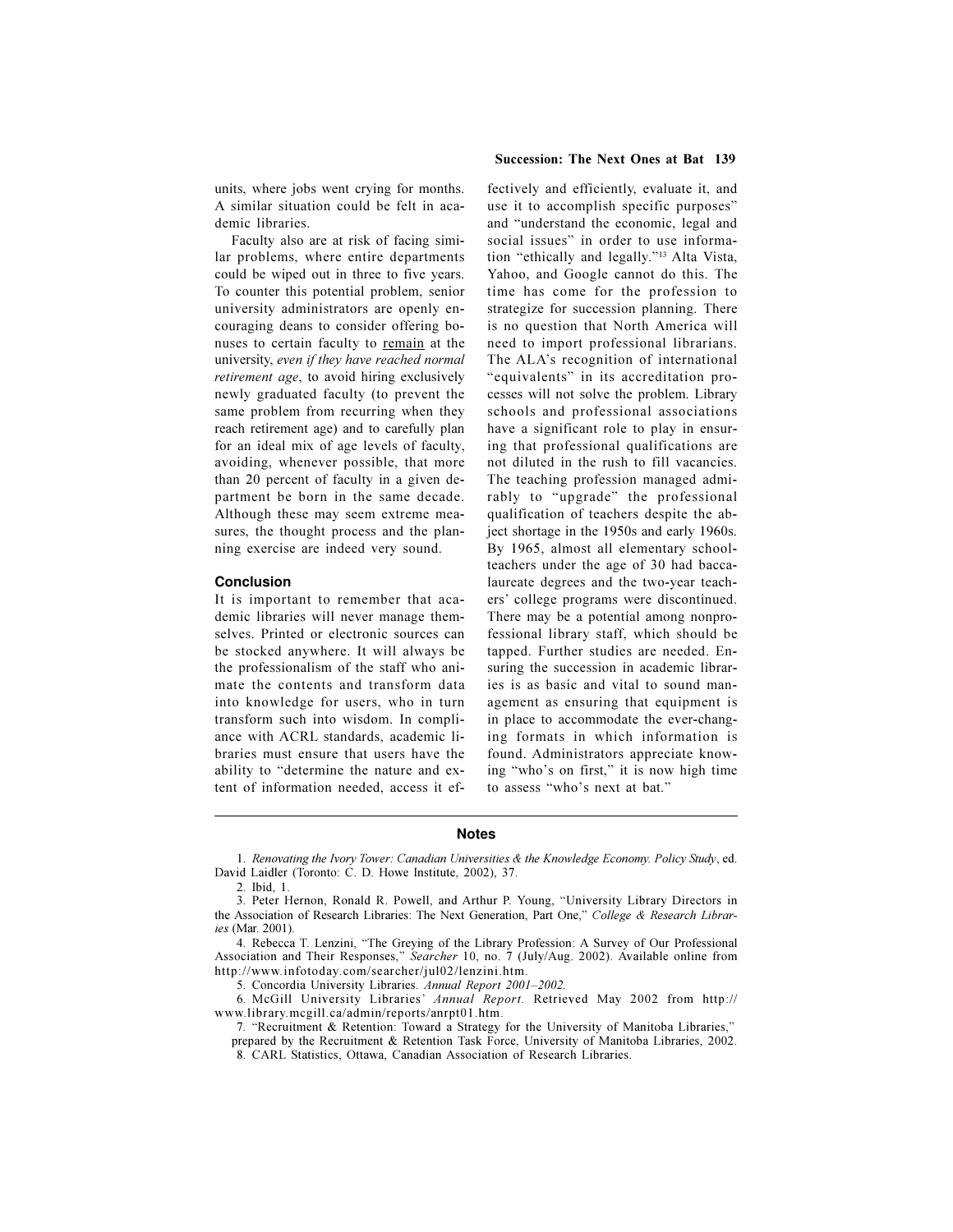units, where jobs went crying for months. A similar situation could be felt in academic libraries.

Faculty also are at risk of facing similar problems, where entire departments could be wiped out in three to five years. To counter this potential problem, senior university administrators are openly encouraging deans to consider offering bonuses to certain faculty to <u>remain</u> at the university, *even if they have reached normal retirement age*, to avoid hiring exclusively newly graduated faculty (to prevent the same problem from recurring when they reach retirement age) and to carefully plan for an ideal mix of age levels of faculty, avoiding, whenever possible, that more than 20 percent of faculty in a given department be born in the same decade. Although these may seem extreme measures, the thought process and the planning exercise are indeed very sound.

## Conclusion

It is important to remember that academic libraries will never manage themselves. Printed or electronic sources can be stocked anywhere. It will always be the professionalism of the staff who animate the contents and transform data into knowledge for users, who in turn transform such into wisdom. In compliance with ACRL standards, academic libraries must ensure that users have the ability to "determine the nature and extent of information needed, access it effectively and efficiently, evaluate it, and use it to accomplish specific purposes" and "understand the economic, legal and social issues" in order to use information "ethically and legally."[13] Alta Vista, Yahoo, and Google cannot do this. The time has come for the profession to strategize for succession planning. There is no question that North America will need to import professional librarians. The ALA's recognition of international "equivalents" in its accreditation processes will not solve the problem. Library schools and professional associations have a significant role to play in ensuring that professional qualifications are not diluted in the rush to fill vacancies. The teaching profession managed admirably to "upgrade" the professional qualification of teachers despite the abject shortage in the 1950s and early 1960s. By 1965, almost all elementary schoolteachers under the age of 30 had baccalaureate degrees and the two-year teachers' college programs were discontinued. There may be a potential among nonprofessional library staff, which should be tapped. Further studies are needed. Ensuring the succession in academic libraries is as basic and vital to sound management as ensuring that equipment is in place to accommodate the ever-changing formats in which information is found. Administrators appreciate knowing "who's on first," it is now high time to assess "who's next at bat."

## Notes

1. *Renovating the Ivory Tower: Canadian Universities & the Knowledge Economy. Policy Study*, ed. David Laidler (Toronto: C. D. Howe Institute, 2002), 37.

2. Ibid, 1.

3. Peter Hernon, Ronald R. Powell, and Arthur P. Young, "University Library Directors in the Association of Research Libraries: The Next Generation, Part One," *College & Research Libraries* (Mar. 2001).

4. Rebecca T. Lenzini, "The Greying of the Library Profession: A Survey of Our Professional Association and Their Responses," *Searcher* 10, no. 7 (July/Aug. 2002). Available online from http://www.infotoday.com/searcher/jul02/lenzini.htm.

5. Concordia University Libraries. *Annual Report 2001–2002.*

6. McGill University Libraries' *Annual Report*. Retrieved May 2002 from http://www.library.mcgill.ca/admin/reports/anrpt01.htm.

7. "Recruitment & Retention: Toward a Strategy for the University of Manitoba Libraries," prepared by the Recruitment & Retention Task Force, University of Manitoba Libraries, 2002.

8. CARL Statistics, Ottawa, Canadian Association of Research Libraries.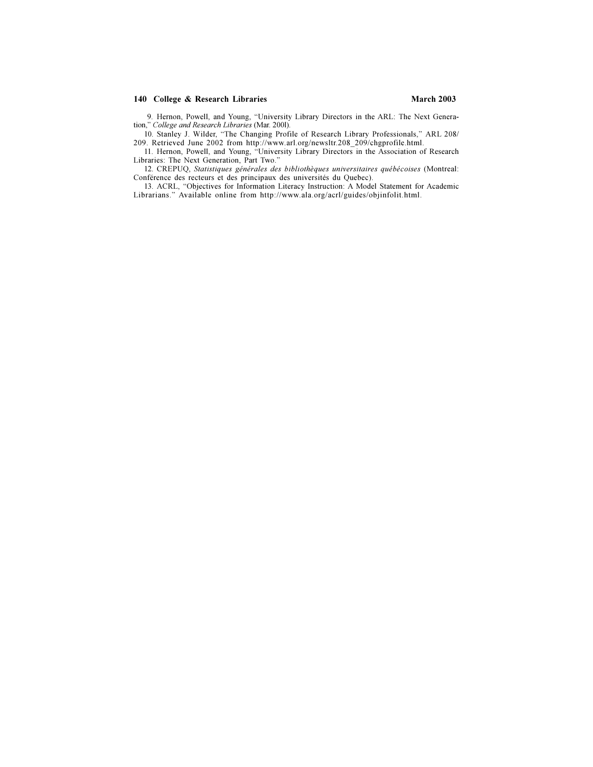9. Hernon, Powell, and Young, "University Library Directors in the ARL: The Next Generation," *College and Research Libraries* (Mar. 200l).

10. Stanley J. Wilder, "The Changing Profile of Research Library Professionals," ARL 208/209. Retrieved June 2002 from http://www.arl.org/newsltr.208_209/chgprofile.html.

11. Hernon, Powell, and Young, "University Library Directors in the Association of Research Libraries: The Next Generation, Part Two."

12. CREPUQ, *Statistiques générales des bibliothèques universitaires québécoises* (Montreal: Conférence des recteurs et des principaux des universités du Quebec).

13. ACRL, "Objectives for Information Literacy Instruction: A Model Statement for Academic Librarians." Available online from http://www.ala.org/acrl/guides/objinfolit.html.